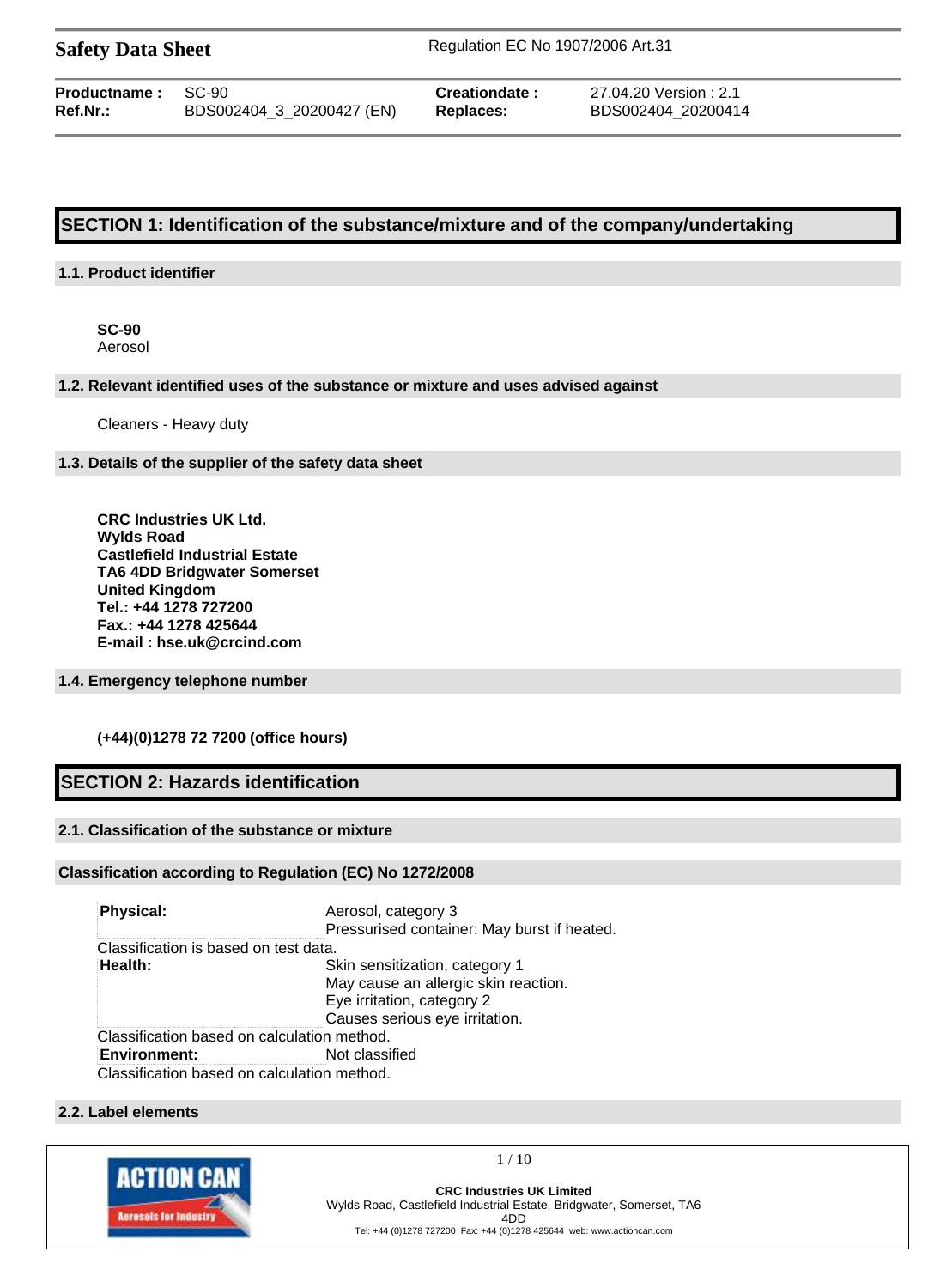**Safety Data Sheet** Regulation EC No 1907/2006 Art.31

| | | | |
|---|---|---|---|
| **Productname :** | SC-90 | **Creationdate :** | 27.04.20 Version : 2.1 |
| **Ref.Nr.:** | BDS002404_3_20200427 (EN) | **Replaces:** | BDS002404_20200414 |

## SECTION 1: Identification of the substance/mixture and of the company/undertaking

### 1.1. Product identifier

**SC-90**
Aerosol

### 1.2. Relevant identified uses of the substance or mixture and uses advised against

Cleaners - Heavy duty

### 1.3. Details of the supplier of the safety data sheet

**CRC Industries UK Ltd.**
**Wylds Road**
**Castlefield Industrial Estate**
**TA6 4DD Bridgwater Somerset**
**United Kingdom**
**Tel.: +44 1278 727200**
**Fax.: +44 1278 425644**
**E-mail : hse.uk@crcind.com**

### 1.4. Emergency telephone number

**(+44)(0)1278 72 7200 (office hours)**

## SECTION 2: Hazards identification

### 2.1. Classification of the substance or mixture

### Classification according to Regulation (EC) No 1272/2008

| | |
|---|---|
| **Physical:** | Aerosol, category 3<br>Pressurised container: May burst if heated. |

Classification is based on test data.

| | |
|---|---|
| **Health:** | Skin sensitization, category 1<br>May cause an allergic skin reaction.<br>Eye irritation, category 2<br>Causes serious eye irritation. |

Classification based on calculation method.

| | |
|---|---|
| **Environment:** | Not classified |

Classification based on calculation method.

### 2.2. Label elements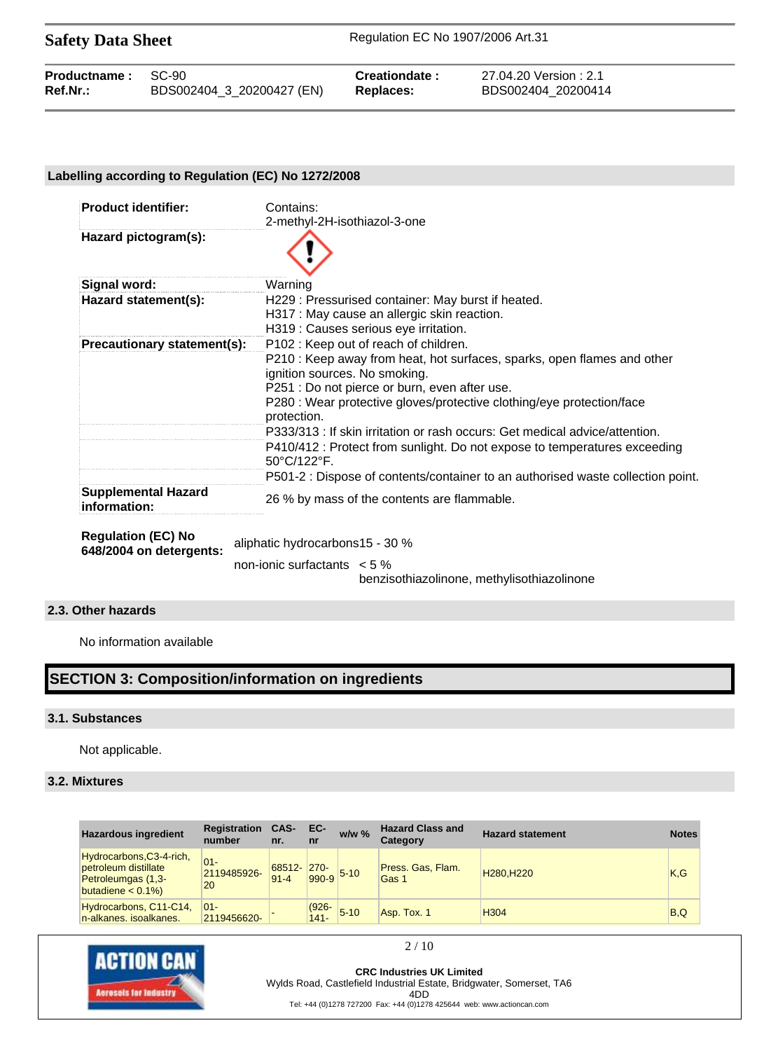### Labelling according to Regulation (EC) No 1272/2008

| | |
|---|---|
| **Product identifier:** | Contains: 2-methyl-2H-isothiazol-3-one |
| **Hazard pictogram(s):** | |
| **Signal word:** | Warning |
| **Hazard statement(s):** | H229 : Pressurised container: May burst if heated.<br>H317 : May cause an allergic skin reaction.<br>H319 : Causes serious eye irritation. |
| **Precautionary statement(s):** | P102 : Keep out of reach of children.<br>P210 : Keep away from heat, hot surfaces, sparks, open flames and other ignition sources. No smoking.<br>P251 : Do not pierce or burn, even after use.<br>P280 : Wear protective gloves/protective clothing/eye protection/face protection. |
| | P333/313 : If skin irritation or rash occurs: Get medical advice/attention. |
| | P410/412 : Protect from sunlight. Do not expose to temperatures exceeding 50°C/122°F. |
| | P501-2 : Dispose of contents/container to an authorised waste collection point. |
| **Supplemental Hazard information:** | 26 % by mass of the contents are flammable. |

| | | |
|---|---|---|
| **Regulation (EC) No 648/2004 on detergents:** | aliphatic hydrocarbons | 15 - 30 % |
| | non-ionic surfactants | < 5 % |
| | | benzisothiazolinone, methylisothiazolinone |

### 2.3. Other hazards

No information available

## SECTION 3: Composition/information on ingredients

### 3.1. Substances

Not applicable.

### 3.2. Mixtures

| Hazardous ingredient | Registration number | CAS-nr. | EC-nr | w/w % | Hazard Class and Category | Hazard statement | Notes |
|---|---|---|---|---|---|---|---|
| Hydrocarbons,C3-4-rich, petroleum distillate Petroleumgas (1,3-butadiene < 0.1%) | 01-2119485926-20 | 68512-91-4 | 270-990-9 | 5-10 | Press. Gas, Flam. Gas 1 | H280,H220 | K,G |
| Hydrocarbons, C11-C14, n-alkanes. isoalkanes. | 01-2119456620- | - | (926-141- | 5-10 | Asp. Tox. 1 | H304 | B,Q |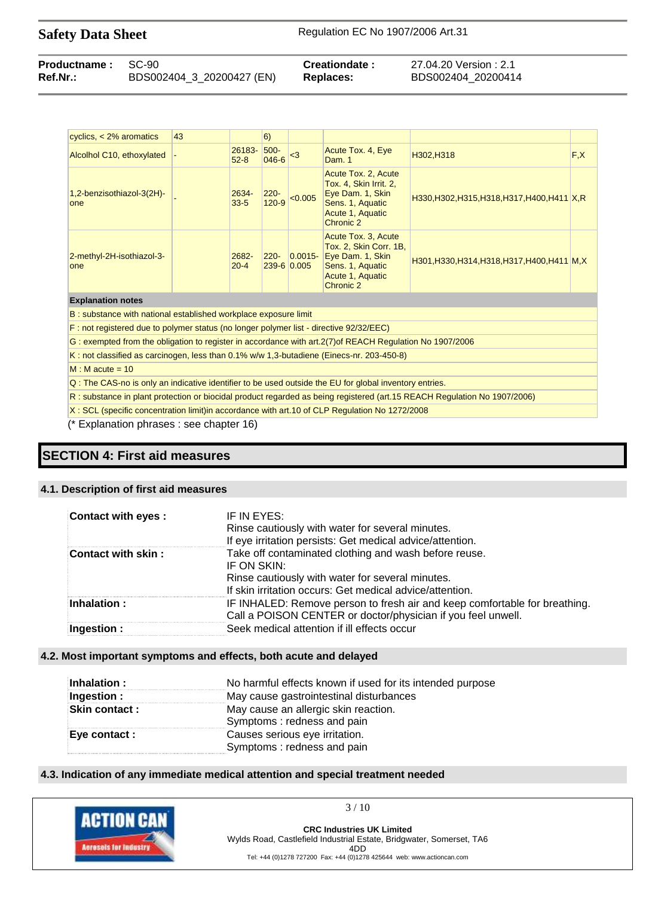| | | | | | | | |
|---|---|---|---|---|---|---|---|
| cyclics, < 2% aromatics | 43 | | 6) | | | | |
| Alcolhol C10, ethoxylated | - | 26183-52-8 | 500-046-6 | <3 | Acute Tox. 4, Eye Dam. 1 | H302,H318 | F,X |
| 1,2-benzisothiazol-3(2H)-one | - | 2634-33-5 | 220-120-9 | <0.005 | Acute Tox. 2, Acute Tox. 4, Skin Irrit. 2, Eye Dam. 1, Skin Sens. 1, Aquatic Acute 1, Aquatic Chronic 2 | H330,H302,H315,H318,H317,H400,H411 | X,R |
| 2-methyl-2H-isothiazol-3-one | | 2682-20-4 | 220-239-6 | 0.0015-0.005 | Acute Tox. 3, Acute Tox. 2, Skin Corr. 1B, Eye Dam. 1, Skin Sens. 1, Aquatic Acute 1, Aquatic Chronic 2 | H301,H330,H314,H318,H317,H400,H411 | M,X |

**Explanation notes**

B : substance with national established workplace exposure limit

F : not registered due to polymer status (no longer polymer list - directive 92/32/EEC)

G : exempted from the obligation to register in accordance with art.2(7)of REACH Regulation No 1907/2006

K : not classified as carcinogen, less than 0.1% w/w 1,3-butadiene (Einecs-nr. 203-450-8)

M : M acute = 10

Q : The CAS-no is only an indicative identifier to be used outside the EU for global inventory entries.

R : substance in plant protection or biocidal product regarded as being registered (art.15 REACH Regulation No 1907/2006)

X : SCL (specific concentration limit)in accordance with art.10 of CLP Regulation No 1272/2008

(* Explanation phrases : see chapter 16)

## SECTION 4: First aid measures

### 4.1. Description of first aid measures

| | |
|---|---|
| **Contact with eyes :** | IF IN EYES:<br>Rinse cautiously with water for several minutes.<br>If eye irritation persists: Get medical advice/attention. |
| **Contact with skin :** | Take off contaminated clothing and wash before reuse.<br>IF ON SKIN:<br>Rinse cautiously with water for several minutes.<br>If skin irritation occurs: Get medical advice/attention. |
| **Inhalation :** | IF INHALED: Remove person to fresh air and keep comfortable for breathing.<br>Call a POISON CENTER or doctor/physician if you feel unwell. |
| **Ingestion :** | Seek medical attention if ill effects occur |

### 4.2. Most important symptoms and effects, both acute and delayed

| | |
|---|---|
| **Inhalation :** | No harmful effects known if used for its intended purpose |
| **Ingestion :** | May cause gastrointestinal disturbances |
| **Skin contact :** | May cause an allergic skin reaction.<br>Symptoms : redness and pain |
| **Eye contact :** | Causes serious eye irritation.<br>Symptoms : redness and pain |

### 4.3. Indication of any immediate medical attention and special treatment needed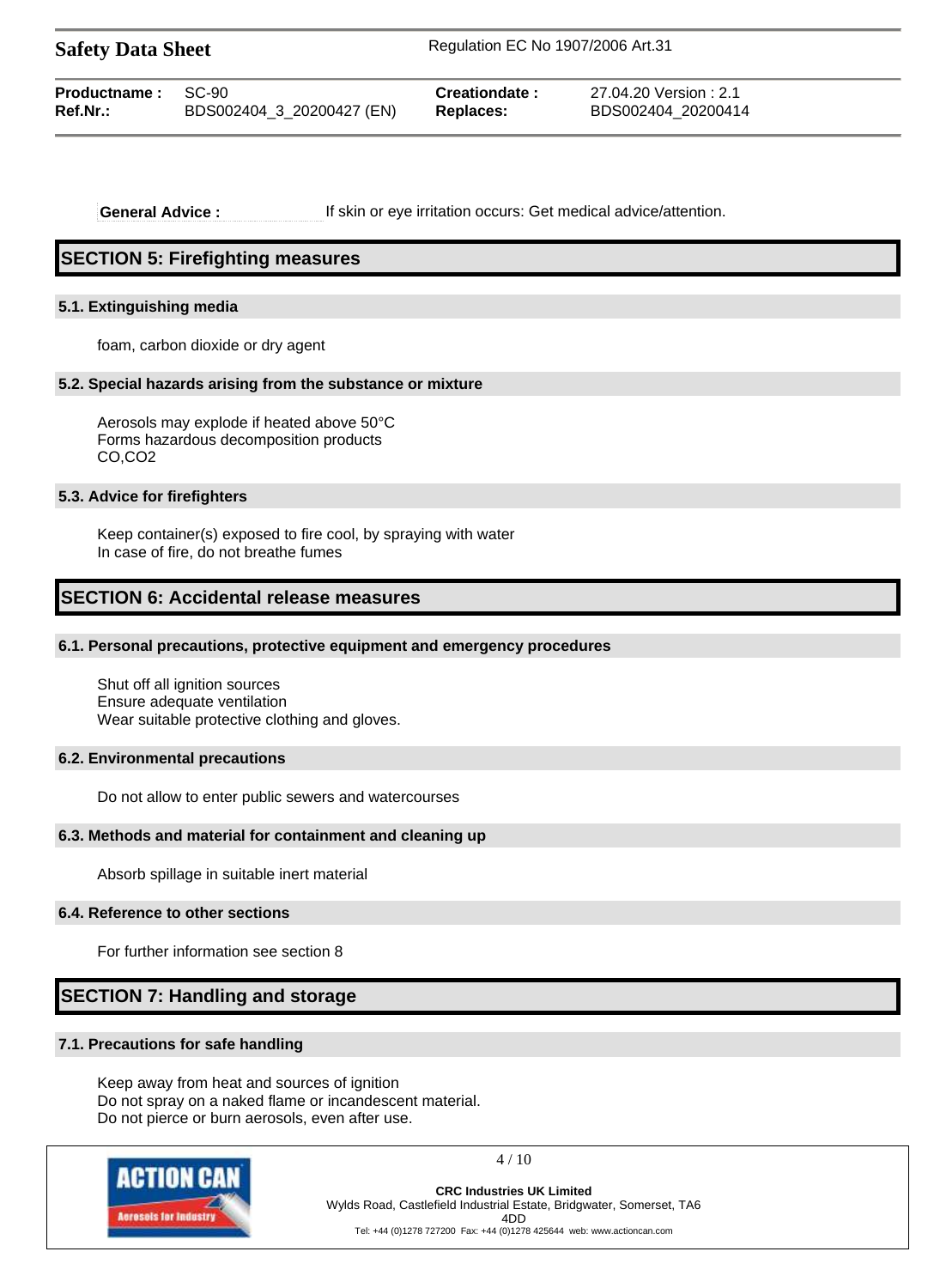**General Advice :** If skin or eye irritation occurs: Get medical advice/attention.

## SECTION 5: Firefighting measures

### 5.1. Extinguishing media

foam, carbon dioxide or dry agent

### 5.2. Special hazards arising from the substance or mixture

Aerosols may explode if heated above 50°C
Forms hazardous decomposition products
CO,CO2

### 5.3. Advice for firefighters

Keep container(s) exposed to fire cool, by spraying with water
In case of fire, do not breathe fumes

## SECTION 6: Accidental release measures

### 6.1. Personal precautions, protective equipment and emergency procedures

Shut off all ignition sources
Ensure adequate ventilation
Wear suitable protective clothing and gloves.

### 6.2. Environmental precautions

Do not allow to enter public sewers and watercourses

### 6.3. Methods and material for containment and cleaning up

Absorb spillage in suitable inert material

### 6.4. Reference to other sections

For further information see section 8

## SECTION 7: Handling and storage

### 7.1. Precautions for safe handling

Keep away from heat and sources of ignition
Do not spray on a naked flame or incandescent material.
Do not pierce or burn aerosols, even after use.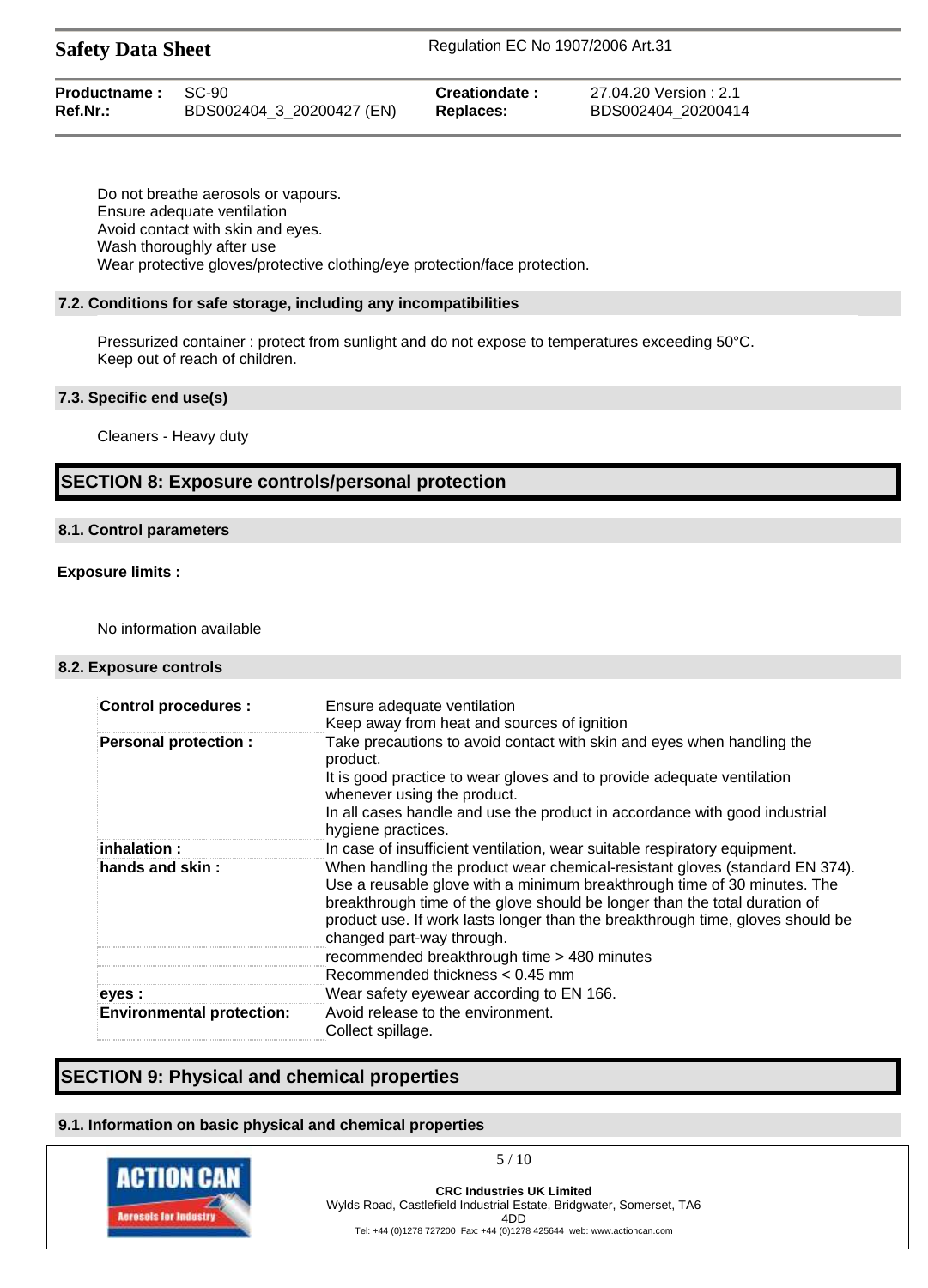Do not breathe aerosols or vapours.
Ensure adequate ventilation
Avoid contact with skin and eyes.
Wash thoroughly after use
Wear protective gloves/protective clothing/eye protection/face protection.

### 7.2. Conditions for safe storage, including any incompatibilities

Pressurized container : protect from sunlight and do not expose to temperatures exceeding 50°C.
Keep out of reach of children.

### 7.3. Specific end use(s)

Cleaners - Heavy duty

## SECTION 8: Exposure controls/personal protection

### 8.1. Control parameters

**Exposure limits :**

No information available

### 8.2. Exposure controls

| | |
|---|---|
| **Control procedures :** | Ensure adequate ventilation<br>Keep away from heat and sources of ignition |
| **Personal protection :** | Take precautions to avoid contact with skin and eyes when handling the product.<br>It is good practice to wear gloves and to provide adequate ventilation whenever using the product.<br>In all cases handle and use the product in accordance with good industrial hygiene practices. |
| **inhalation :** | In case of insufficient ventilation, wear suitable respiratory equipment. |
| **hands and skin :** | When handling the product wear chemical-resistant gloves (standard EN 374). Use a reusable glove with a minimum breakthrough time of 30 minutes. The breakthrough time of the glove should be longer than the total duration of product use. If work lasts longer than the breakthrough time, gloves should be changed part-way through. |
| | recommended breakthrough time > 480 minutes<br>Recommended thickness < 0.45 mm |
| **eyes :** | Wear safety eyewear according to EN 166. |
| **Environmental protection:** | Avoid release to the environment.<br>Collect spillage. |

## SECTION 9: Physical and chemical properties

### 9.1. Information on basic physical and chemical properties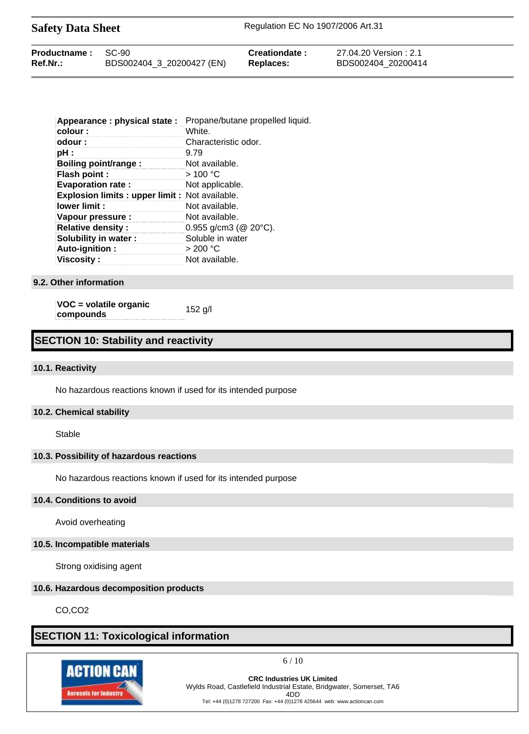| | |
|---|---|
| **Appearance : physical state :** | Propane/butane propelled liquid. |
| **colour :** | White. |
| **odour :** | Characteristic odor. |
| **pH :** | 9.79 |
| **Boiling point/range :** | Not available. |
| **Flash point :** | > 100 °C |
| **Evaporation rate :** | Not applicable. |
| **Explosion limits : upper limit :** | Not available. |
| **lower limit :** | Not available. |
| **Vapour pressure :** | Not available. |
| **Relative density :** | 0.955 g/cm3 (@ 20°C). |
| **Solubility in water :** | Soluble in water |
| **Auto-ignition :** | > 200 °C |
| **Viscosity :** | Not available. |

### 9.2. Other information

| | |
|---|---|
| **VOC = volatile organic compounds** | 152 g/l |

## SECTION 10: Stability and reactivity

### 10.1. Reactivity

No hazardous reactions known if used for its intended purpose

### 10.2. Chemical stability

Stable

### 10.3. Possibility of hazardous reactions

No hazardous reactions known if used for its intended purpose

### 10.4. Conditions to avoid

Avoid overheating

### 10.5. Incompatible materials

Strong oxidising agent

### 10.6. Hazardous decomposition products

$CO$,$CO_2$

## SECTION 11: Toxicological information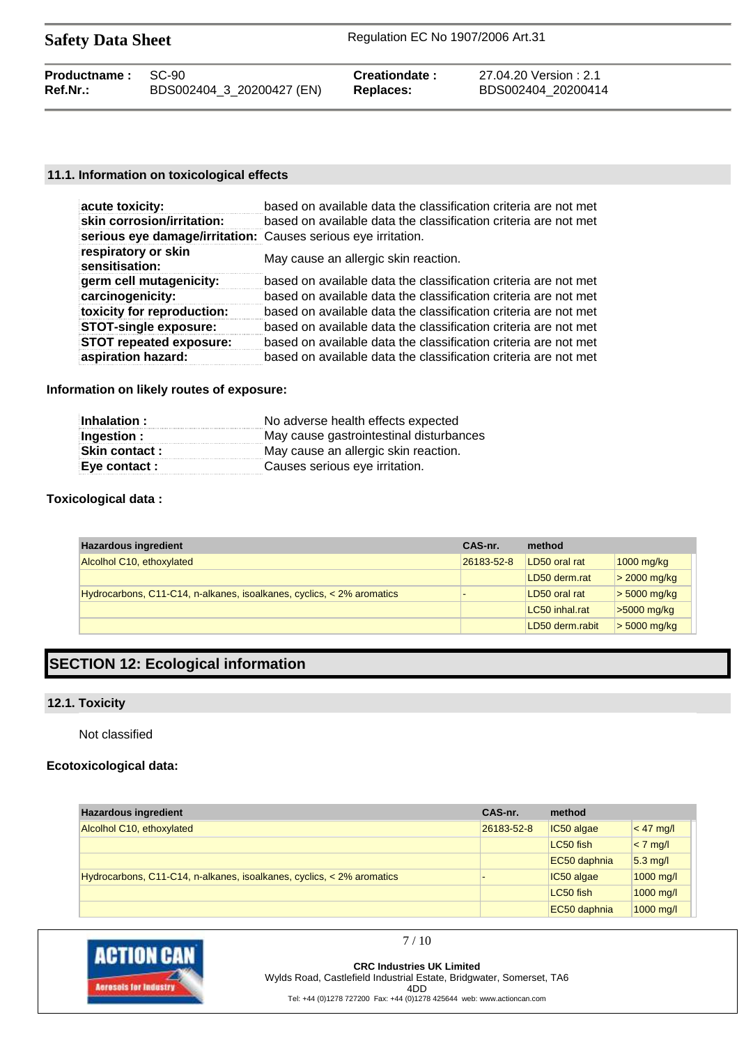### 11.1. Information on toxicological effects

| | |
|---|---|
| **acute toxicity:** | based on available data the classification criteria are not met |
| **skin corrosion/irritation:** | based on available data the classification criteria are not met |
| **serious eye damage/irritation:** | Causes serious eye irritation. |
| **respiratory or skin sensitisation:** | May cause an allergic skin reaction. |
| **germ cell mutagenicity:** | based on available data the classification criteria are not met |
| **carcinogenicity:** | based on available data the classification criteria are not met |
| **toxicity for reproduction:** | based on available data the classification criteria are not met |
| **STOT-single exposure:** | based on available data the classification criteria are not met |
| **STOT repeated exposure:** | based on available data the classification criteria are not met |
| **aspiration hazard:** | based on available data the classification criteria are not met |

**Information on likely routes of exposure:**

| | |
|---|---|
| **Inhalation :** | No adverse health effects expected |
| **Ingestion :** | May cause gastrointestinal disturbances |
| **Skin contact :** | May cause an allergic skin reaction. |
| **Eye contact :** | Causes serious eye irritation. |

**Toxicological data :**

| Hazardous ingredient | CAS-nr. | method | |
|---|---|---|---|
| Alcohol C10, ethoxylated | 26183-52-8 | LD50 oral rat | 1000 mg/kg |
| | | LD50 derm.rat | > 2000 mg/kg |
| Hydrocarbons, C11-C14, n-alkanes, isoalkanes, cyclics, < 2% aromatics | - | LD50 oral rat | > 5000 mg/kg |
| | | LC50 inhal.rat | >5000 mg/kg |
| | | LD50 derm.rabit | > 5000 mg/kg |

## SECTION 12: Ecological information

### 12.1. Toxicity

Not classified

**Ecotoxicological data:**

| Hazardous ingredient | CAS-nr. | method | |
|---|---|---|---|
| Alcohol C10, ethoxylated | 26183-52-8 | IC50 algae | < 47 mg/l |
| | | LC50 fish | < 7 mg/l |
| | | EC50 daphnia | 5.3 mg/l |
| Hydrocarbons, C11-C14, n-alkanes, isoalkanes, cyclics, < 2% aromatics | - | IC50 algae | 1000 mg/l |
| | | LC50 fish | 1000 mg/l |
| | | EC50 daphnia | 1000 mg/l |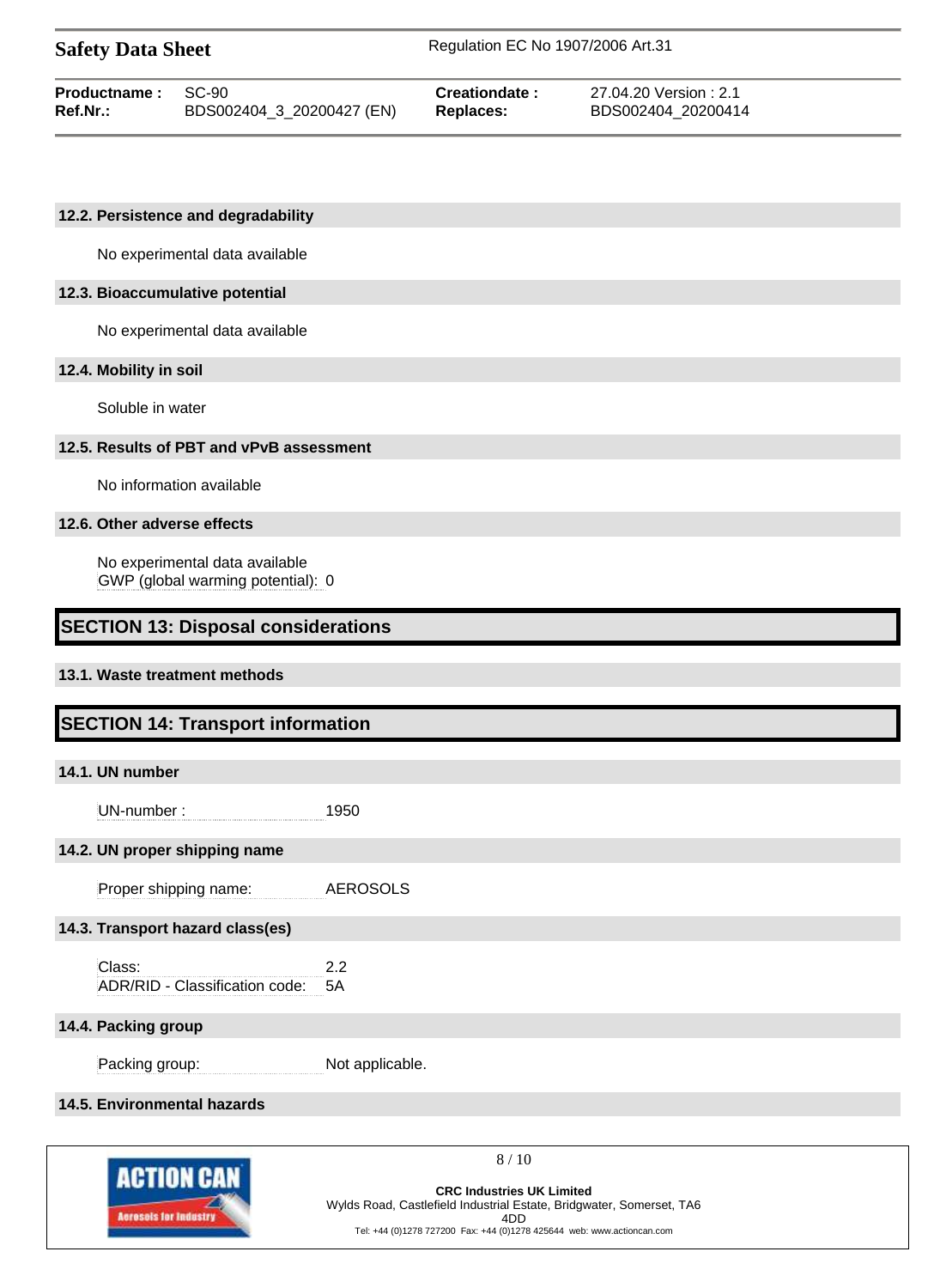### 12.2. Persistence and degradability

No experimental data available

### 12.3. Bioaccumulative potential

No experimental data available

### 12.4. Mobility in soil

Soluble in water

### 12.5. Results of PBT and vPvB assessment

No information available

### 12.6. Other adverse effects

No experimental data available
GWP (global warming potential): 0

## SECTION 13: Disposal considerations

### 13.1. Waste treatment methods

## SECTION 14: Transport information

### 14.1. UN number

UN-number : 1950

### 14.2. UN proper shipping name

Proper shipping name: AEROSOLS

### 14.3. Transport hazard class(es)

Class: 2.2
ADR/RID - Classification code: 5A

### 14.4. Packing group

Packing group: Not applicable.

### 14.5. Environmental hazards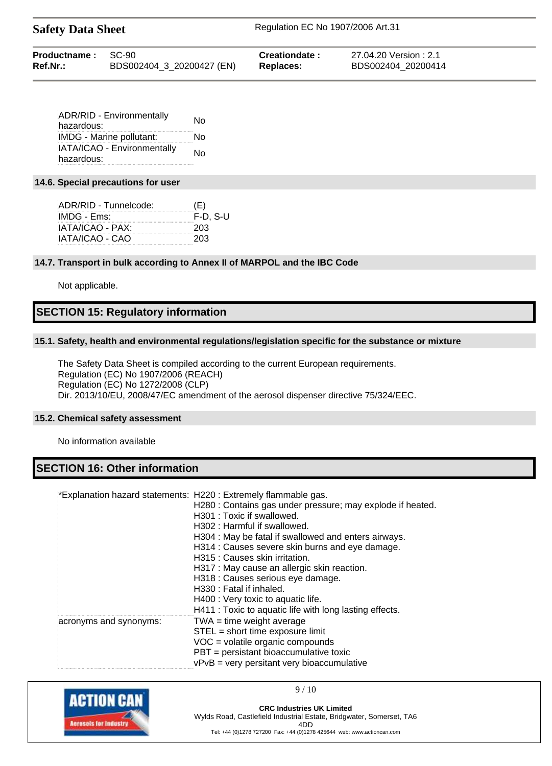| | |
|---|---|
| ADR/RID - Environmentally hazardous: | No |
| IMDG - Marine pollutant: | No |
| IATA/ICAO - Environmentally hazardous: | No |

### 14.6. Special precautions for user

| | |
|---|---|
| ADR/RID - Tunnelcode: | (E) |
| IMDG - Ems: | F-D, S-U |
| IATA/ICAO - PAX: | 203 |
| IATA/ICAO - CAO | 203 |

### 14.7. Transport in bulk according to Annex II of MARPOL and the IBC Code

Not applicable.

## SECTION 15: Regulatory information

### 15.1. Safety, health and environmental regulations/legislation specific for the substance or mixture

The Safety Data Sheet is compiled according to the current European requirements.
Regulation (EC) No 1907/2006 (REACH)
Regulation (EC) No 1272/2008 (CLP)
Dir. 2013/10/EU, 2008/47/EC amendment of the aerosol dispenser directive 75/324/EEC.

### 15.2. Chemical safety assessment

No information available

## SECTION 16: Other information

| | |
|---|---|
| *Explanation hazard statements: | H220 : Extremely flammable gas.<br>H280 : Contains gas under pressure; may explode if heated.<br>H301 : Toxic if swallowed.<br>H302 : Harmful if swallowed.<br>H304 : May be fatal if swallowed and enters airways.<br>H314 : Causes severe skin burns and eye damage.<br>H315 : Causes skin irritation.<br>H317 : May cause an allergic skin reaction.<br>H318 : Causes serious eye damage.<br>H330 : Fatal if inhaled.<br>H400 : Very toxic to aquatic life.<br>H411 : Toxic to aquatic life with long lasting effects. |
| acronyms and synonyms: | TWA = time weight average<br>STEL = short time exposure limit<br>VOC = volatile organic compounds<br>PBT = persistant bioaccumulative toxic<br>vPvB = very persitant very bioaccumulative |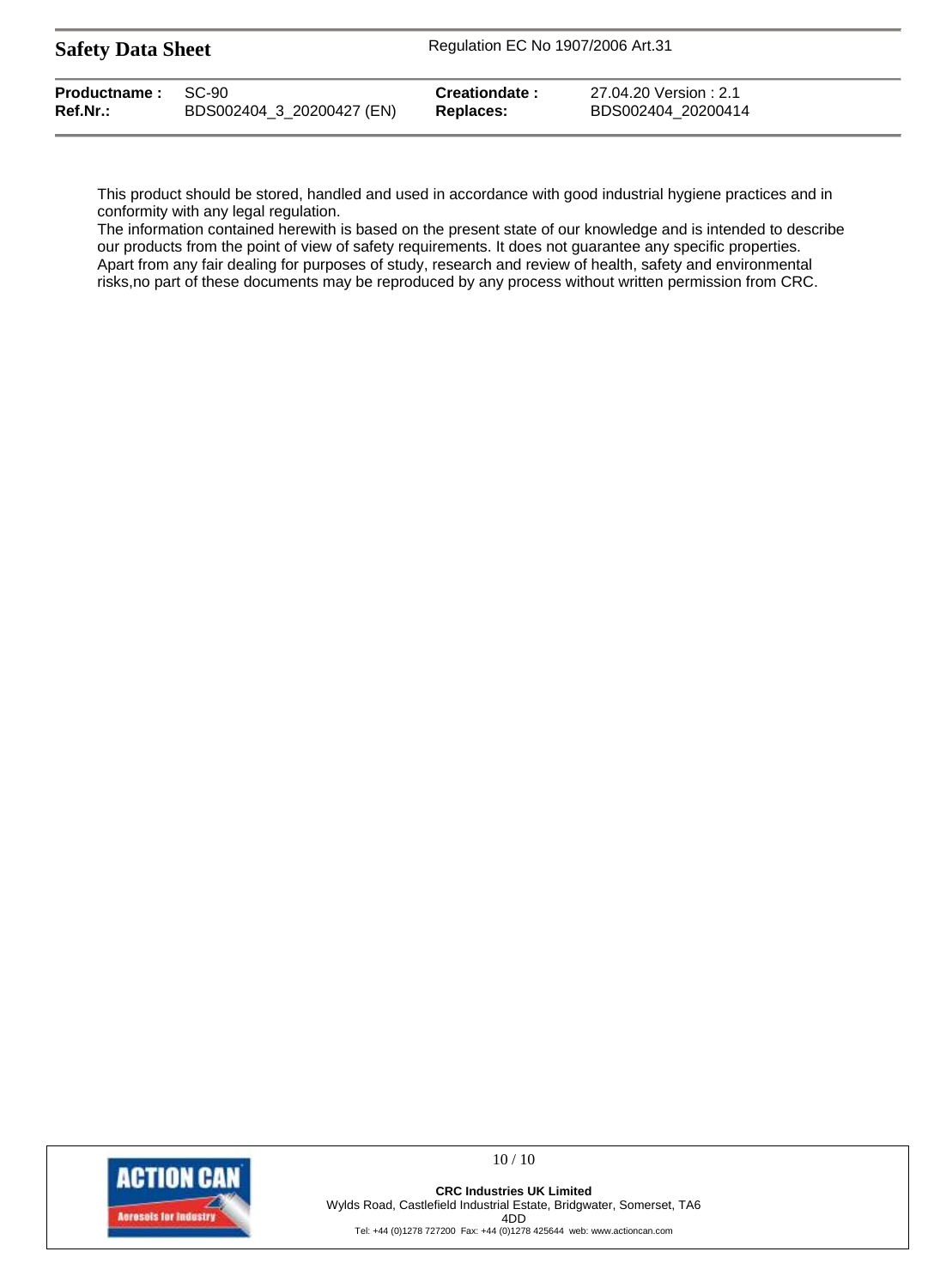This product should be stored, handled and used in accordance with good industrial hygiene practices and in conformity with any legal regulation.
The information contained herewith is based on the present state of our knowledge and is intended to describe our products from the point of view of safety requirements. It does not guarantee any specific properties.
Apart from any fair dealing for purposes of study, research and review of health, safety and environmental risks,no part of these documents may be reproduced by any process without written permission from CRC.